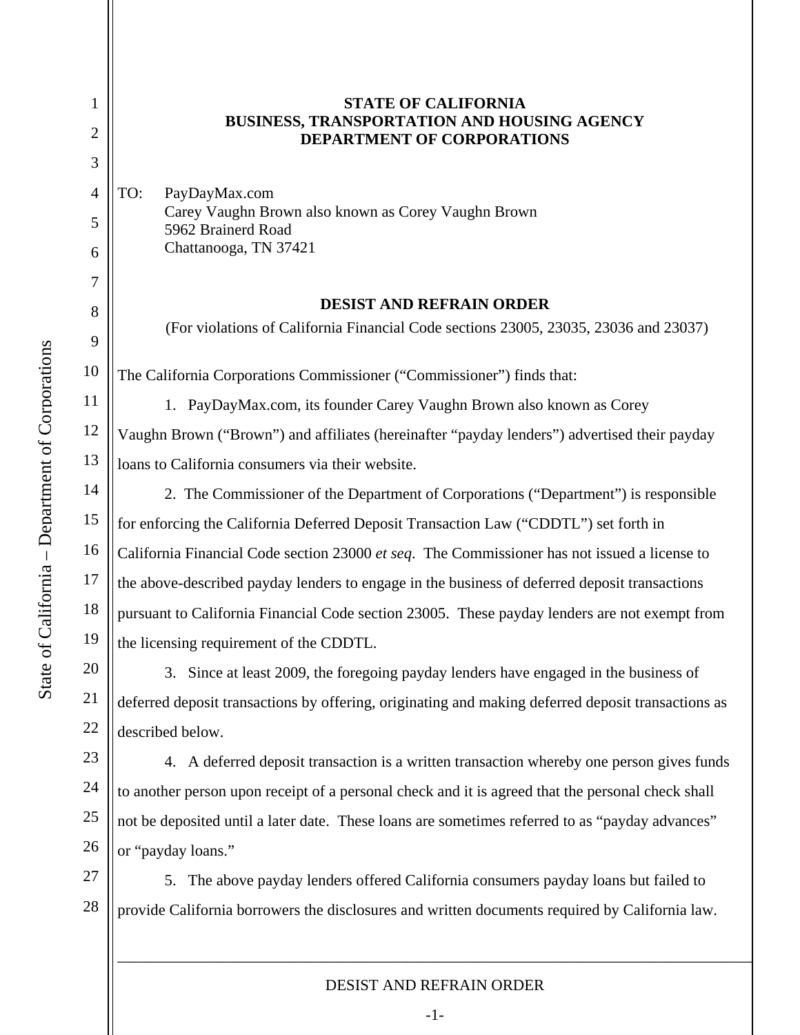**STATE OF CALIFORNIA**
**BUSINESS, TRANSPORTATION AND HOUSING AGENCY**
**DEPARTMENT OF CORPORATIONS**

TO: PayDayMax.com
Carey Vaughn Brown also known as Corey Vaughn Brown
5962 Brainerd Road
Chattanooga, TN 37421

# DESIST AND REFRAIN ORDER

(For violations of California Financial Code sections 23005, 23035, 23036 and 23037)

The California Corporations Commissioner ("Commissioner") finds that:

1. PayDayMax.com, its founder Carey Vaughn Brown also known as Corey Vaughn Brown ("Brown") and affiliates (hereinafter "payday lenders") advertised their payday loans to California consumers via their website.

2. The Commissioner of the Department of Corporations ("Department") is responsible for enforcing the California Deferred Deposit Transaction Law ("CDDTL") set forth in California Financial Code section 23000 *et seq*. The Commissioner has not issued a license to the above-described payday lenders to engage in the business of deferred deposit transactions pursuant to California Financial Code section 23005. These payday lenders are not exempt from the licensing requirement of the CDDTL.

3. Since at least 2009, the foregoing payday lenders have engaged in the business of deferred deposit transactions by offering, originating and making deferred deposit transactions as described below.

4. A deferred deposit transaction is a written transaction whereby one person gives funds to another person upon receipt of a personal check and it is agreed that the personal check shall not be deposited until a later date. These loans are sometimes referred to as "payday advances" or "payday loans."

5. The above payday lenders offered California consumers payday loans but failed to provide California borrowers the disclosures and written documents required by California law.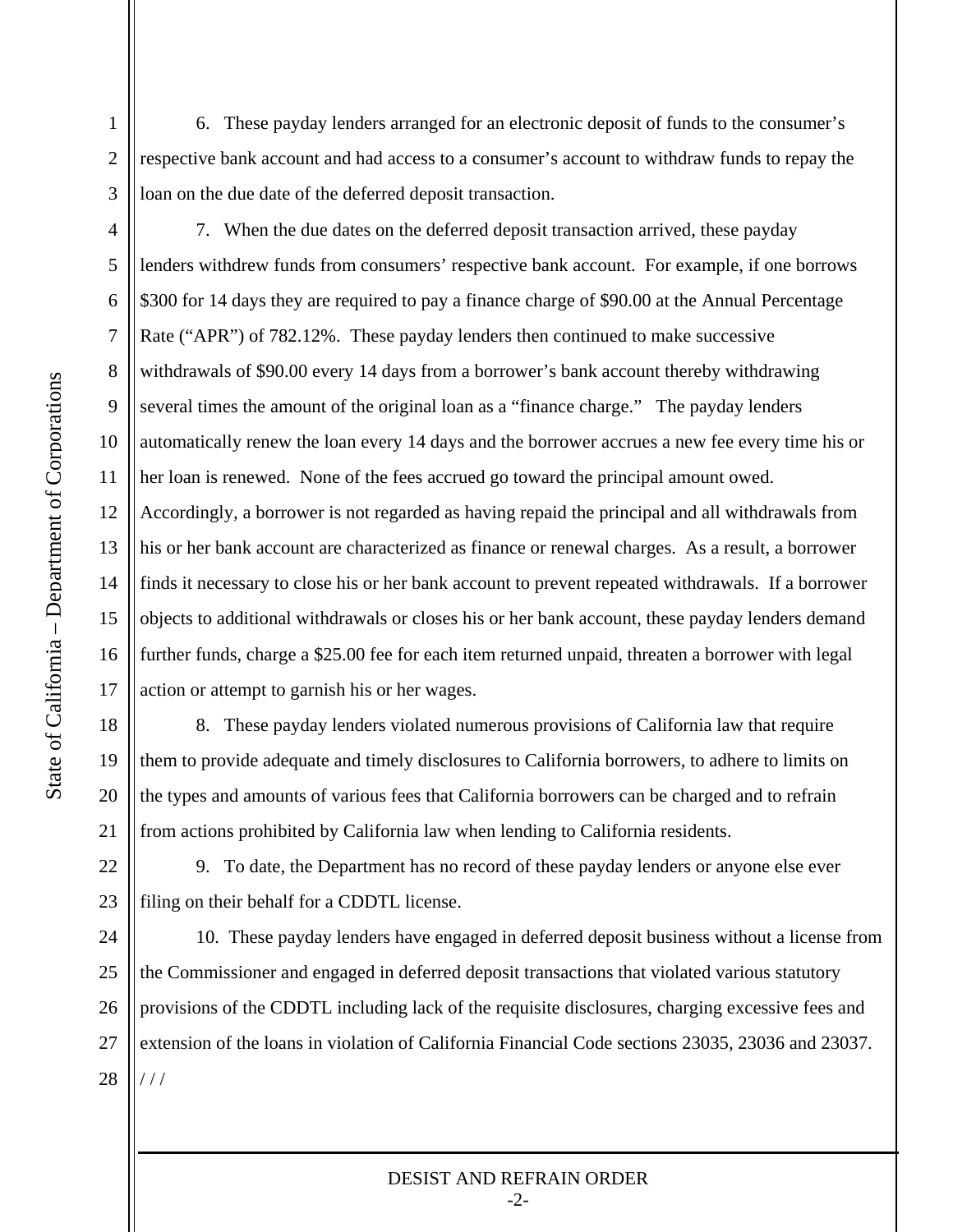6. These payday lenders arranged for an electronic deposit of funds to the consumer's respective bank account and had access to a consumer's account to withdraw funds to repay the loan on the due date of the deferred deposit transaction.

7. When the due dates on the deferred deposit transaction arrived, these payday lenders withdrew funds from consumers' respective bank account. For example, if one borrows $300 for 14 days they are required to pay a finance charge of $90.00 at the Annual Percentage Rate ("APR") of 782.12%. These payday lenders then continued to make successive withdrawals of $90.00 every 14 days from a borrower's bank account thereby withdrawing several times the amount of the original loan as a "finance charge." The payday lenders automatically renew the loan every 14 days and the borrower accrues a new fee every time his or her loan is renewed. None of the fees accrued go toward the principal amount owed. Accordingly, a borrower is not regarded as having repaid the principal and all withdrawals from his or her bank account are characterized as finance or renewal charges. As a result, a borrower finds it necessary to close his or her bank account to prevent repeated withdrawals. If a borrower objects to additional withdrawals or closes his or her bank account, these payday lenders demand further funds, charge a $25.00 fee for each item returned unpaid, threaten a borrower with legal action or attempt to garnish his or her wages.

8. These payday lenders violated numerous provisions of California law that require them to provide adequate and timely disclosures to California borrowers, to adhere to limits on the types and amounts of various fees that California borrowers can be charged and to refrain from actions prohibited by California law when lending to California residents.

9. To date, the Department has no record of these payday lenders or anyone else ever filing on their behalf for a CDDTL license.

10. These payday lenders have engaged in deferred deposit business without a license from the Commissioner and engaged in deferred deposit transactions that violated various statutory provisions of the CDDTL including lack of the requisite disclosures, charging excessive fees and extension of the loans in violation of California Financial Code sections 23035, 23036 and 23037.

/ / /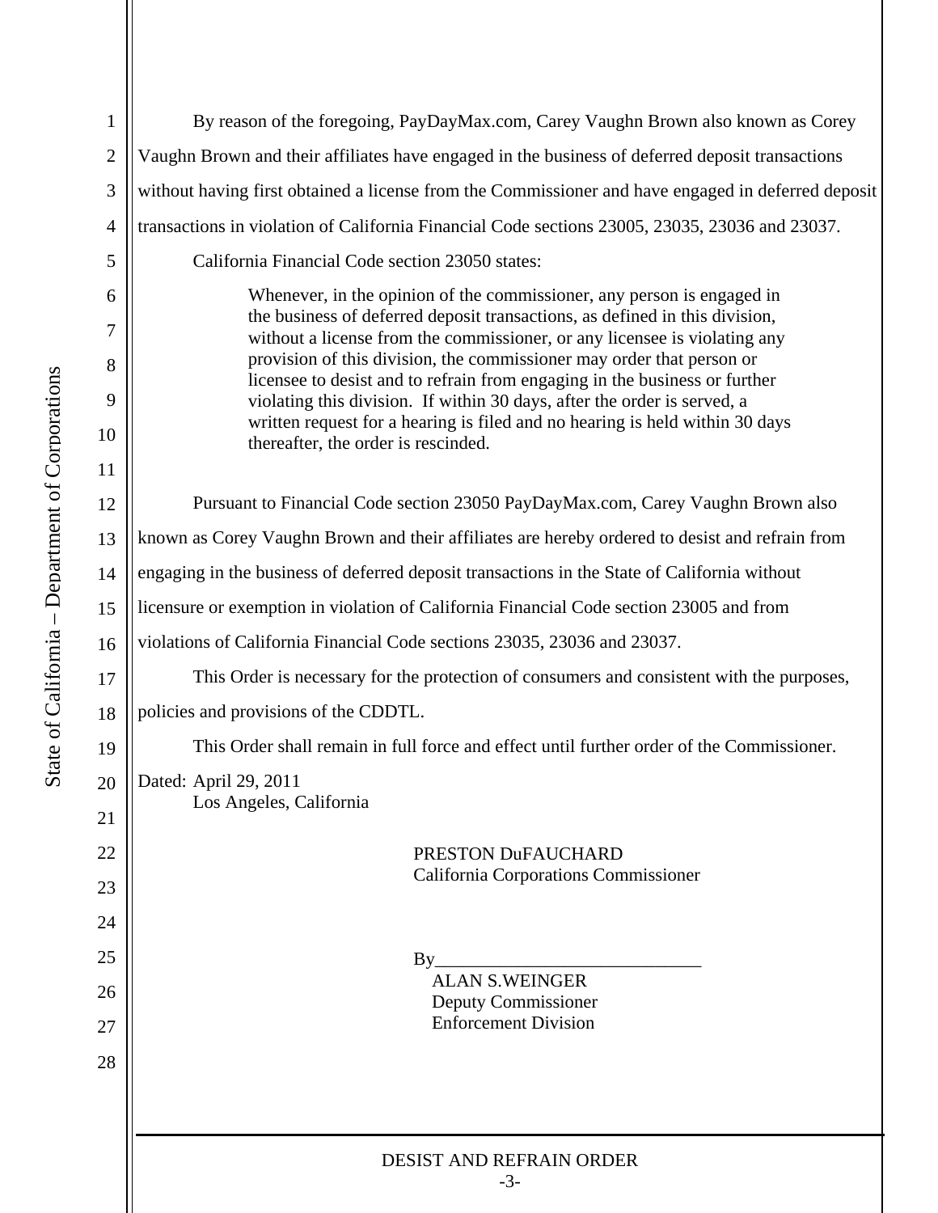By reason of the foregoing, PayDayMax.com, Carey Vaughn Brown also known as Corey Vaughn Brown and their affiliates have engaged in the business of deferred deposit transactions without having first obtained a license from the Commissioner and have engaged in deferred deposit transactions in violation of California Financial Code sections 23005, 23035, 23036 and 23037.

California Financial Code section 23050 states:

> Whenever, in the opinion of the commissioner, any person is engaged in the business of deferred deposit transactions, as defined in this division, without a license from the commissioner, or any licensee is violating any provision of this division, the commissioner may order that person or licensee to desist and to refrain from engaging in the business or further violating this division. If within 30 days, after the order is served, a written request for a hearing is filed and no hearing is held within 30 days thereafter, the order is rescinded.

Pursuant to Financial Code section 23050 PayDayMax.com, Carey Vaughn Brown also known as Corey Vaughn Brown and their affiliates are hereby ordered to desist and refrain from engaging in the business of deferred deposit transactions in the State of California without licensure or exemption in violation of California Financial Code section 23005 and from violations of California Financial Code sections 23035, 23036 and 23037.

This Order is necessary for the protection of consumers and consistent with the purposes, policies and provisions of the CDDTL.

This Order shall remain in full force and effect until further order of the Commissioner.

Dated: April 29, 2011
Los Angeles, California

PRESTON DuFAUCHARD
California Corporations Commissioner

By_____________________________
ALAN S.WEINGER
Deputy Commissioner
Enforcement Division